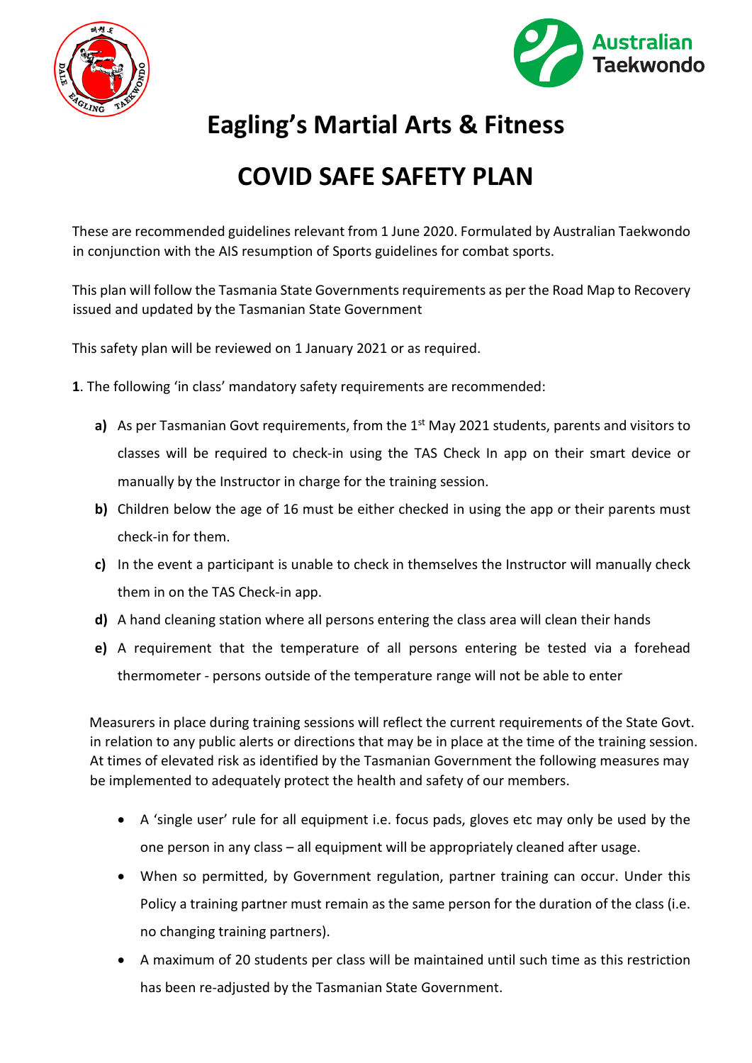# Eagling's Martial Arts & Fitness

# COVID SAFE SAFETY PLAN

These are recommended guidelines relevant from 1 June 2020. Formulated by Australian Taekwondo in conjunction with the AIS resumption of Sports guidelines for combat sports.

This plan will follow the Tasmania State Governments requirements as per the Road Map to Recovery issued and updated by the Tasmanian State Government

This safety plan will be reviewed on 1 January 2021 or as required.

**1**. The following 'in class' mandatory safety requirements are recommended:

- **a)** As per Tasmanian Govt requirements, from the 1st May 2021 students, parents and visitors to classes will be required to check-in using the TAS Check In app on their smart device or manually by the Instructor in charge for the training session.
- **b)** Children below the age of 16 must be either checked in using the app or their parents must check-in for them.
- **c)** In the event a participant is unable to check in themselves the Instructor will manually check them in on the TAS Check-in app.
- **d)** A hand cleaning station where all persons entering the class area will clean their hands
- **e)** A requirement that the temperature of all persons entering be tested via a forehead thermometer - persons outside of the temperature range will not be able to enter

Measurers in place during training sessions will reflect the current requirements of the State Govt. in relation to any public alerts or directions that may be in place at the time of the training session. At times of elevated risk as identified by the Tasmanian Government the following measures may be implemented to adequately protect the health and safety of our members.

- A 'single user' rule for all equipment i.e. focus pads, gloves etc may only be used by the one person in any class – all equipment will be appropriately cleaned after usage.
- When so permitted, by Government regulation, partner training can occur. Under this Policy a training partner must remain as the same person for the duration of the class (i.e. no changing training partners).
- A maximum of 20 students per class will be maintained until such time as this restriction has been re-adjusted by the Tasmanian State Government.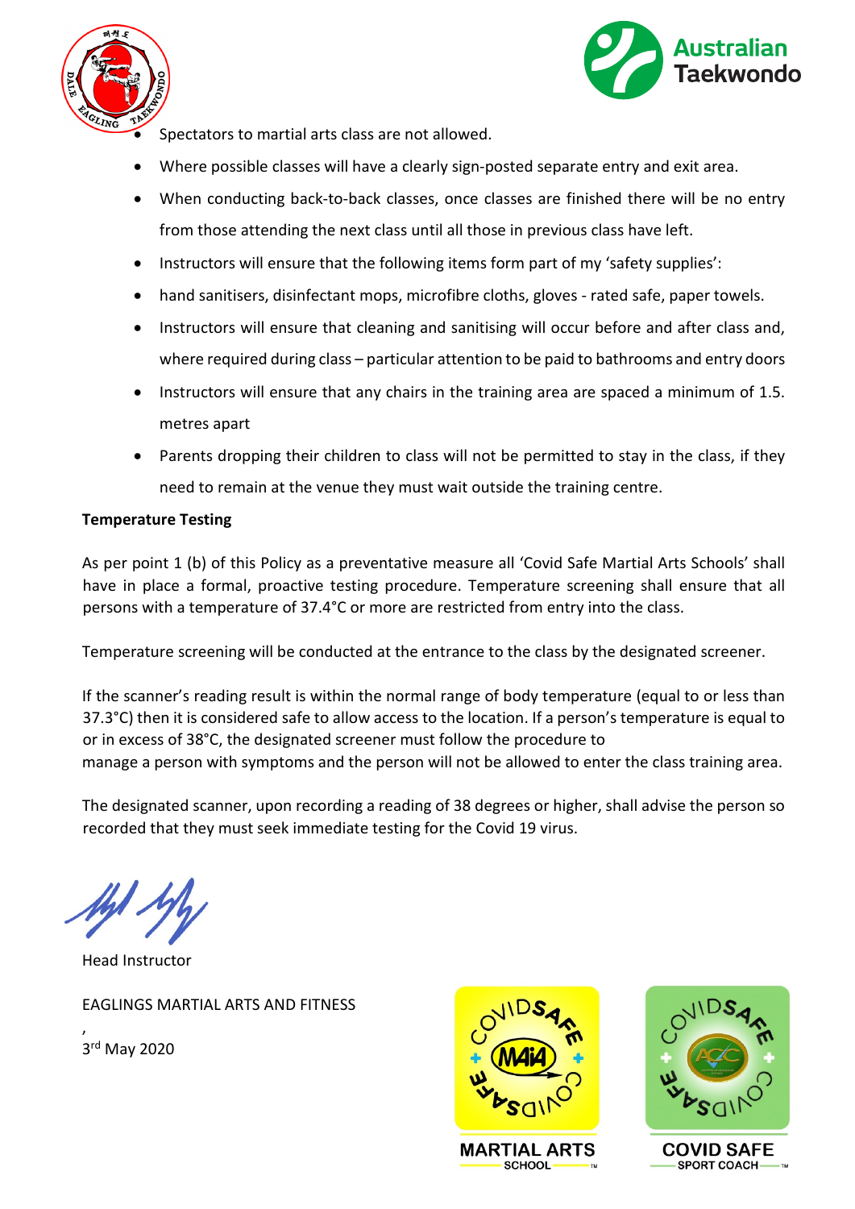- Spectators to martial arts class are not allowed.
- Where possible classes will have a clearly sign-posted separate entry and exit area.
- When conducting back-to-back classes, once classes are finished there will be no entry from those attending the next class until all those in previous class have left.
- Instructors will ensure that the following items form part of my 'safety supplies':
- hand sanitisers, disinfectant mops, microfibre cloths, gloves - rated safe, paper towels.
- Instructors will ensure that cleaning and sanitising will occur before and after class and, where required during class – particular attention to be paid to bathrooms and entry doors
- Instructors will ensure that any chairs in the training area are spaced a minimum of 1.5. metres apart
- Parents dropping their children to class will not be permitted to stay in the class, if they need to remain at the venue they must wait outside the training centre.

**Temperature Testing**

As per point 1 (b) of this Policy as a preventative measure all 'Covid Safe Martial Arts Schools' shall have in place a formal, proactive testing procedure. Temperature screening shall ensure that all persons with a temperature of 37.4°C or more are restricted from entry into the class.

Temperature screening will be conducted at the entrance to the class by the designated screener.

If the scanner's reading result is within the normal range of body temperature (equal to or less than 37.3°C) then it is considered safe to allow access to the location. If a person's temperature is equal to or in excess of 38°C, the designated screener must follow the procedure to manage a person with symptoms and the person will not be allowed to enter the class training area.

The designated scanner, upon recording a reading of 38 degrees or higher, shall advise the person so recorded that they must seek immediate testing for the Covid 19 virus.

Head Instructor

EAGLINGS MARTIAL ARTS AND FITNESS

,
3rd May 2020

COVID SAFE MARTIAL ARTS SCHOOL

COVID SAFE SPORT COACH